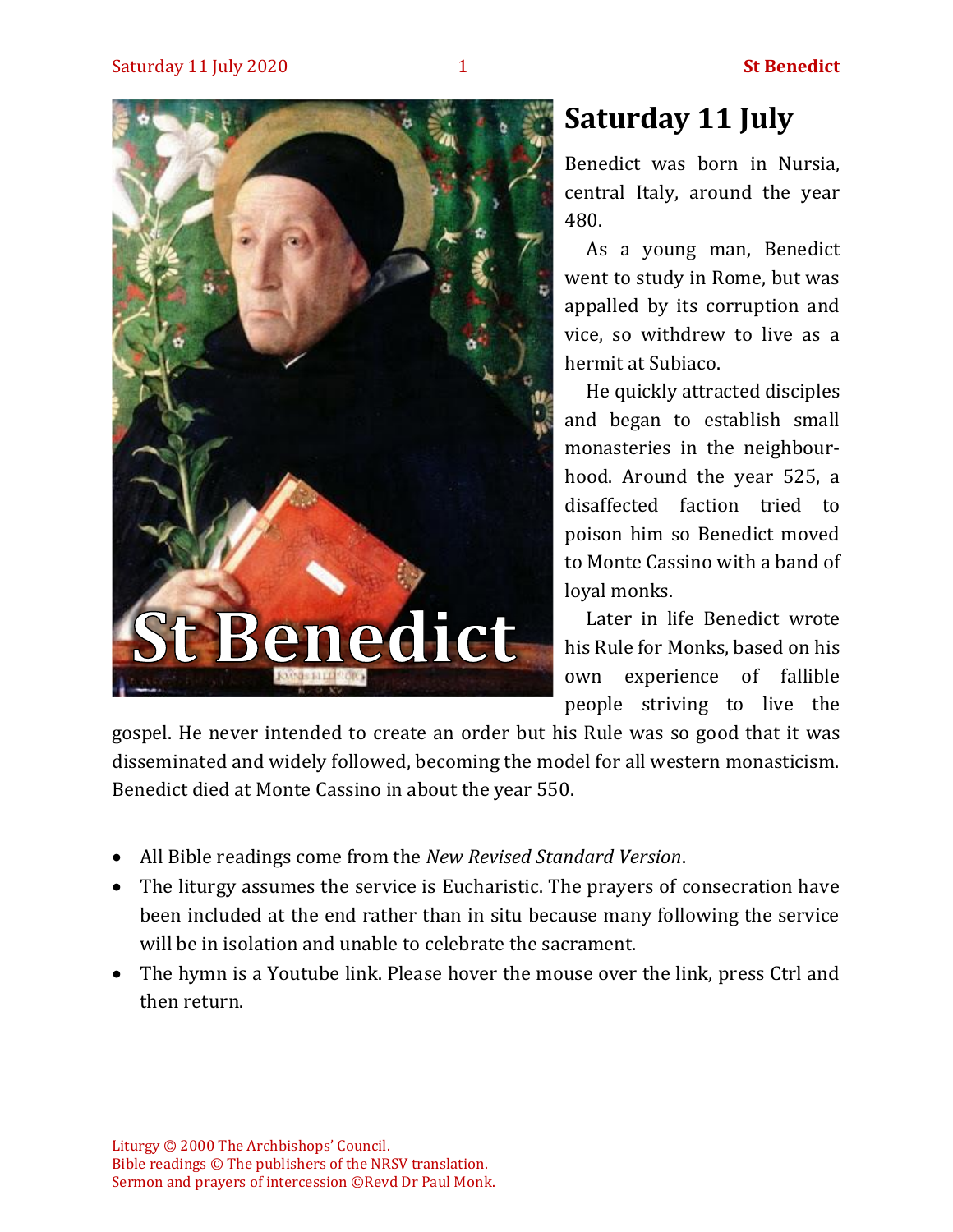# Saturday 11 July

Benedict was born in Nursia, central Italy, around the year 480.

As a young man, Benedict went to study in Rome, but was appalled by its corruption and vice, so withdrew to live as a hermit at Subiaco.

He quickly attracted disciples and began to establish small monasteries in the neighbourhood. Around the year 525, a disaffected faction tried to poison him so Benedict moved to Monte Cassino with a band of loyal monks.

Later in life Benedict wrote his Rule for Monks, based on his own experience of fallible people striving to live the gospel. He never intended to create an order but his Rule was so good that it was disseminated and widely followed, becoming the model for all western monasticism. Benedict died at Monte Cassino in about the year 550.

- All Bible readings come from the *New Revised Standard Version*.
- The liturgy assumes the service is Eucharistic. The prayers of consecration have been included at the end rather than in situ because many following the service will be in isolation and unable to celebrate the sacrament.
- The hymn is a Youtube link. Please hover the mouse over the link, press Ctrl and then return.

Liturgy © 2000 The Archbishops' Council.
Bible readings © The publishers of the NRSV translation.
Sermon and prayers of intercession ©Revd Dr Paul Monk.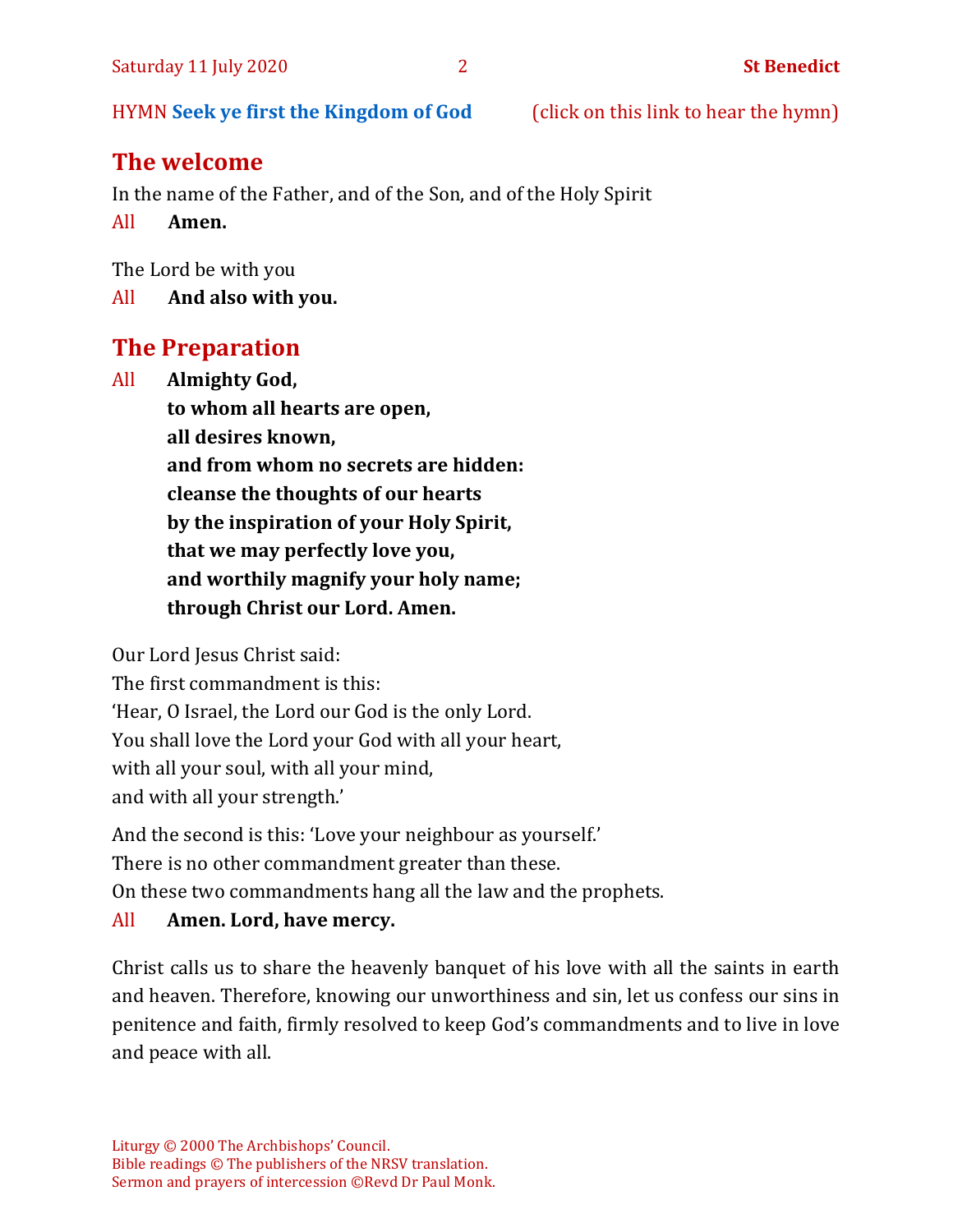HYMN **Seek ye first the Kingdom of God** (click on this link to hear the hymn)

## The welcome

In the name of the Father, and of the Son, and of the Holy Spirit

All **Amen.**

The Lord be with you

All **And also with you.**

## The Preparation

All **Almighty God,**
**to whom all hearts are open,**
**all desires known,**
**and from whom no secrets are hidden:**
**cleanse the thoughts of our hearts**
**by the inspiration of your Holy Spirit,**
**that we may perfectly love you,**
**and worthily magnify your holy name;**
**through Christ our Lord. Amen.**

Our Lord Jesus Christ said:
The first commandment is this:
'Hear, O Israel, the Lord our God is the only Lord.
You shall love the Lord your God with all your heart,
with all your soul, with all your mind,
and with all your strength.'

And the second is this: 'Love your neighbour as yourself.'
There is no other commandment greater than these.
On these two commandments hang all the law and the prophets.

All **Amen. Lord, have mercy.**

Christ calls us to share the heavenly banquet of his love with all the saints in earth and heaven. Therefore, knowing our unworthiness and sin, let us confess our sins in penitence and faith, firmly resolved to keep God's commandments and to live in love and peace with all.

Liturgy © 2000 The Archbishops' Council.
Bible readings © The publishers of the NRSV translation.
Sermon and prayers of intercession ©Revd Dr Paul Monk.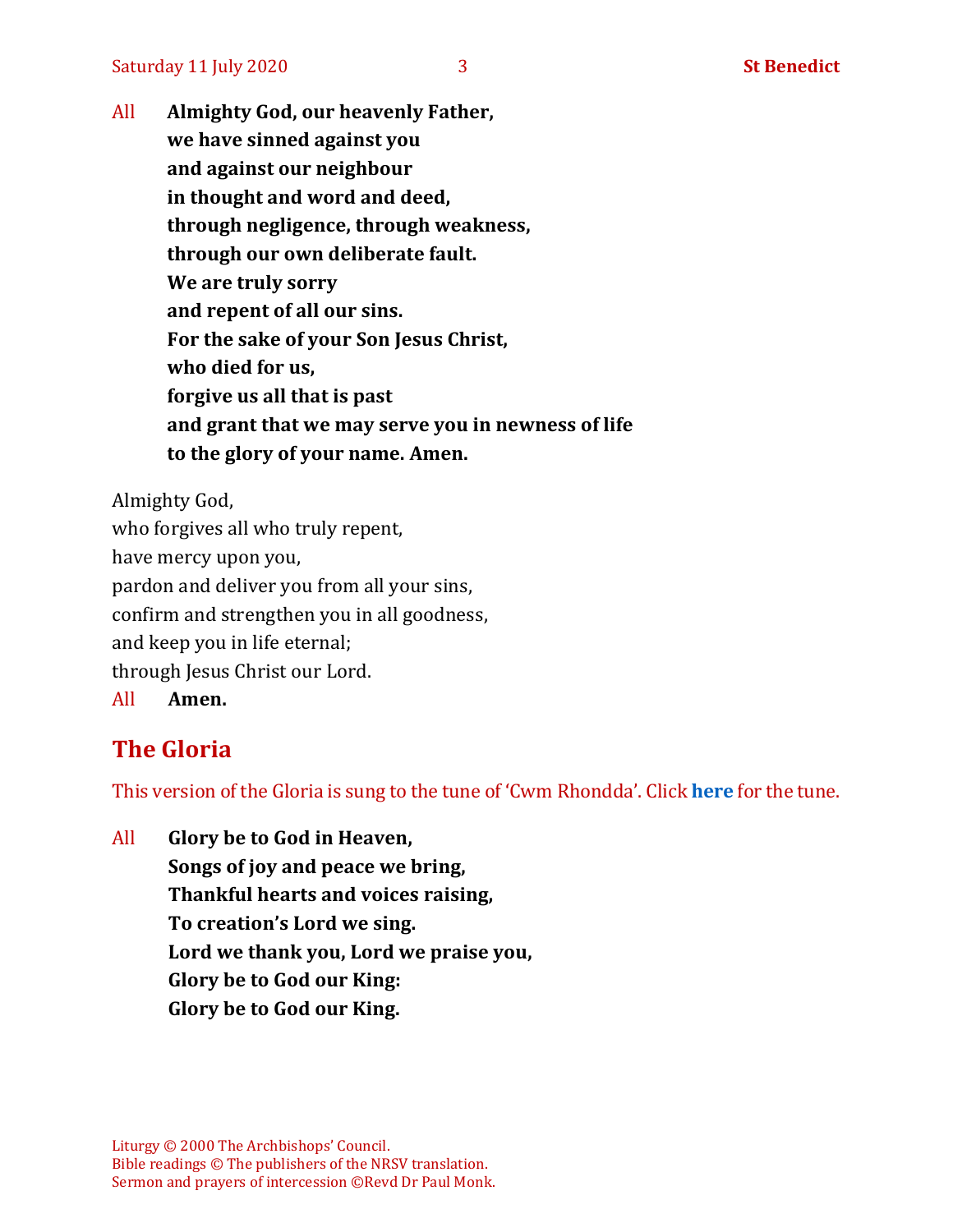All **Almighty God, our heavenly Father,**
**we have sinned against you**
**and against our neighbour**
**in thought and word and deed,**
**through negligence, through weakness,**
**through our own deliberate fault.**
**We are truly sorry**
**and repent of all our sins.**
**For the sake of your Son Jesus Christ,**
**who died for us,**
**forgive us all that is past**
**and grant that we may serve you in newness of life**
**to the glory of your name. Amen.**

Almighty God,
who forgives all who truly repent,
have mercy upon you,
pardon and deliver you from all your sins,
confirm and strengthen you in all goodness,
and keep you in life eternal;
through Jesus Christ our Lord.
All **Amen.**

## The Gloria

This version of the Gloria is sung to the tune of 'Cwm Rhondda'. Click **here** for the tune.

All **Glory be to God in Heaven,**
**Songs of joy and peace we bring,**
**Thankful hearts and voices raising,**
**To creation's Lord we sing.**
**Lord we thank you, Lord we praise you,**
**Glory be to God our King:**
**Glory be to God our King.**

Liturgy © 2000 The Archbishops' Council.
Bible readings © The publishers of the NRSV translation.
Sermon and prayers of intercession ©Revd Dr Paul Monk.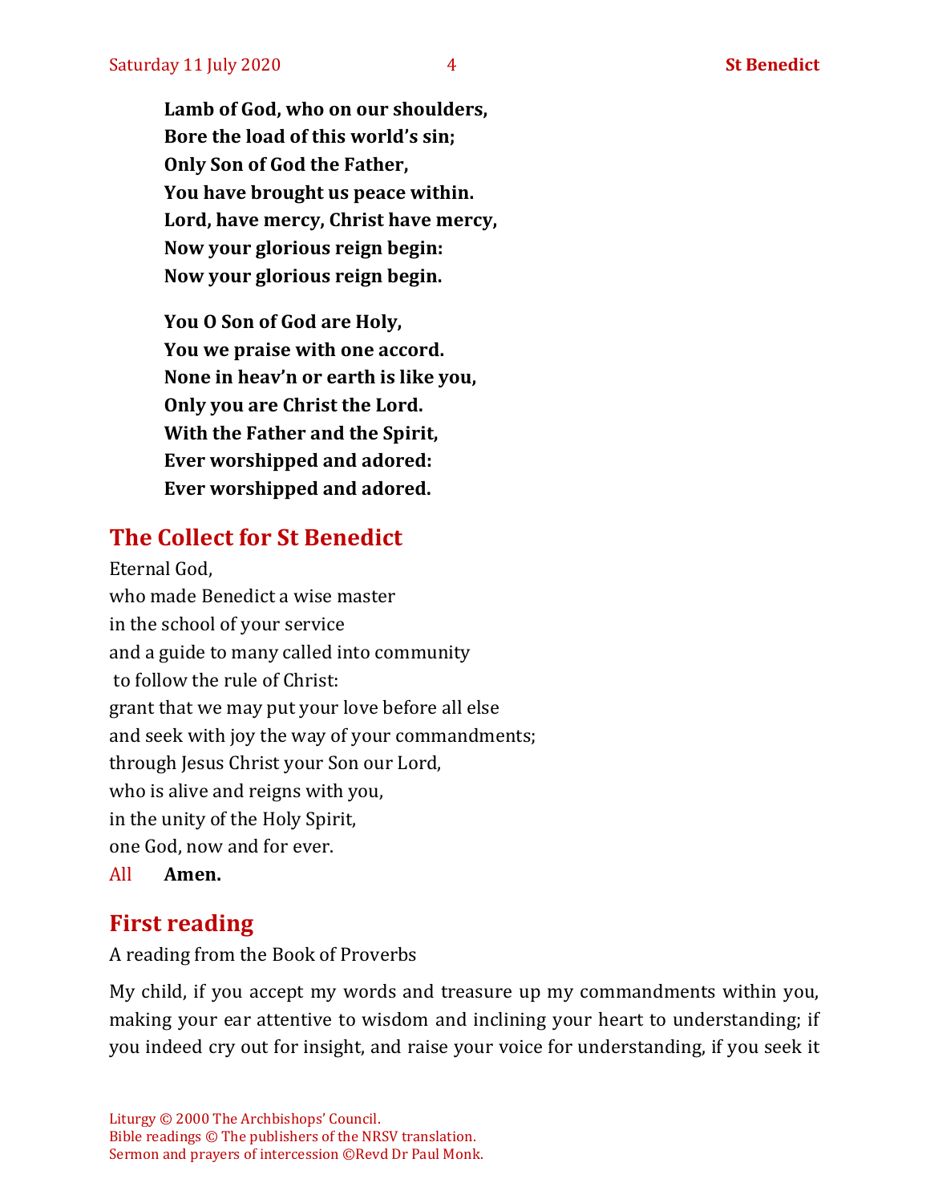**Lamb of God, who on our shoulders,**
**Bore the load of this world's sin;**
**Only Son of God the Father,**
**You have brought us peace within.**
**Lord, have mercy, Christ have mercy,**
**Now your glorious reign begin:**
**Now your glorious reign begin.**

**You O Son of God are Holy,**
**You we praise with one accord.**
**None in heav'n or earth is like you,**
**Only you are Christ the Lord.**
**With the Father and the Spirit,**
**Ever worshipped and adored:**
**Ever worshipped and adored.**

## The Collect for St Benedict

Eternal God,
who made Benedict a wise master
in the school of your service
and a guide to many called into community
to follow the rule of Christ:
grant that we may put your love before all else
and seek with joy the way of your commandments;
through Jesus Christ your Son our Lord,
who is alive and reigns with you,
in the unity of the Holy Spirit,
one God, now and for ever.

All **Amen.**

## First reading

A reading from the Book of Proverbs

My child, if you accept my words and treasure up my commandments within you, making your ear attentive to wisdom and inclining your heart to understanding; if you indeed cry out for insight, and raise your voice for understanding, if you seek it

Liturgy © 2000 The Archbishops' Council.
Bible readings © The publishers of the NRSV translation.
Sermon and prayers of intercession ©Revd Dr Paul Monk.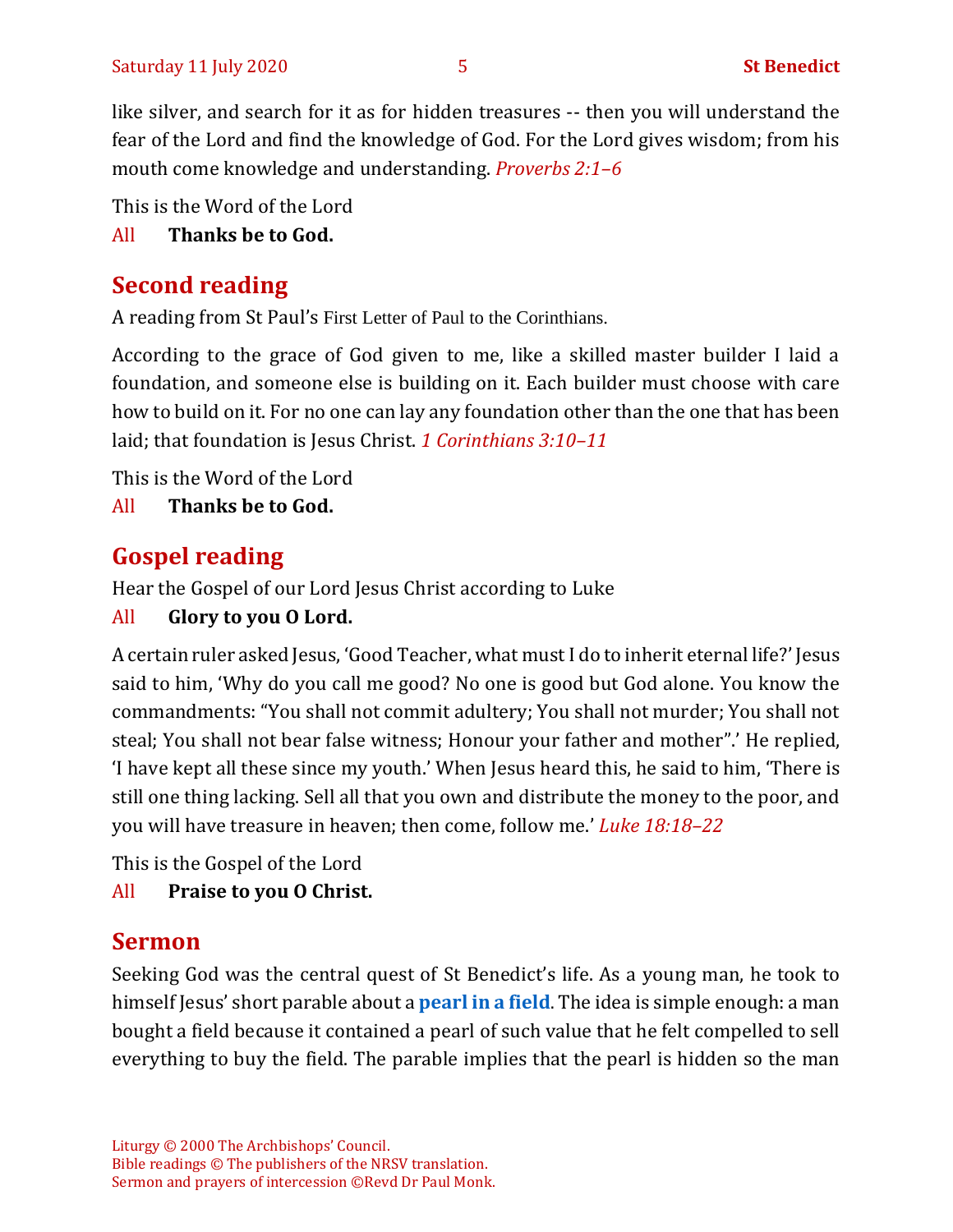like silver, and search for it as for hidden treasures -- then you will understand the fear of the Lord and find the knowledge of God. For the Lord gives wisdom; from his mouth come knowledge and understanding. *Proverbs 2:1–6*

This is the Word of the Lord

All **Thanks be to God.**

## Second reading

A reading from St Paul's First Letter of Paul to the Corinthians.

According to the grace of God given to me, like a skilled master builder I laid a foundation, and someone else is building on it. Each builder must choose with care how to build on it. For no one can lay any foundation other than the one that has been laid; that foundation is Jesus Christ. *1 Corinthians 3:10–11*

This is the Word of the Lord

All **Thanks be to God.**

## Gospel reading

Hear the Gospel of our Lord Jesus Christ according to Luke

All **Glory to you O Lord.**

A certain ruler asked Jesus, 'Good Teacher, what must I do to inherit eternal life?' Jesus said to him, 'Why do you call me good? No one is good but God alone. You know the commandments: "You shall not commit adultery; You shall not murder; You shall not steal; You shall not bear false witness; Honour your father and mother".' He replied, 'I have kept all these since my youth.' When Jesus heard this, he said to him, 'There is still one thing lacking. Sell all that you own and distribute the money to the poor, and you will have treasure in heaven; then come, follow me.' *Luke 18:18–22*

This is the Gospel of the Lord

All **Praise to you O Christ.**

## Sermon

Seeking God was the central quest of St Benedict's life. As a young man, he took to himself Jesus' short parable about a **pearl in a field**. The idea is simple enough: a man bought a field because it contained a pearl of such value that he felt compelled to sell everything to buy the field. The parable implies that the pearl is hidden so the man

Liturgy © 2000 The Archbishops' Council.
Bible readings © The publishers of the NRSV translation.
Sermon and prayers of intercession ©Revd Dr Paul Monk.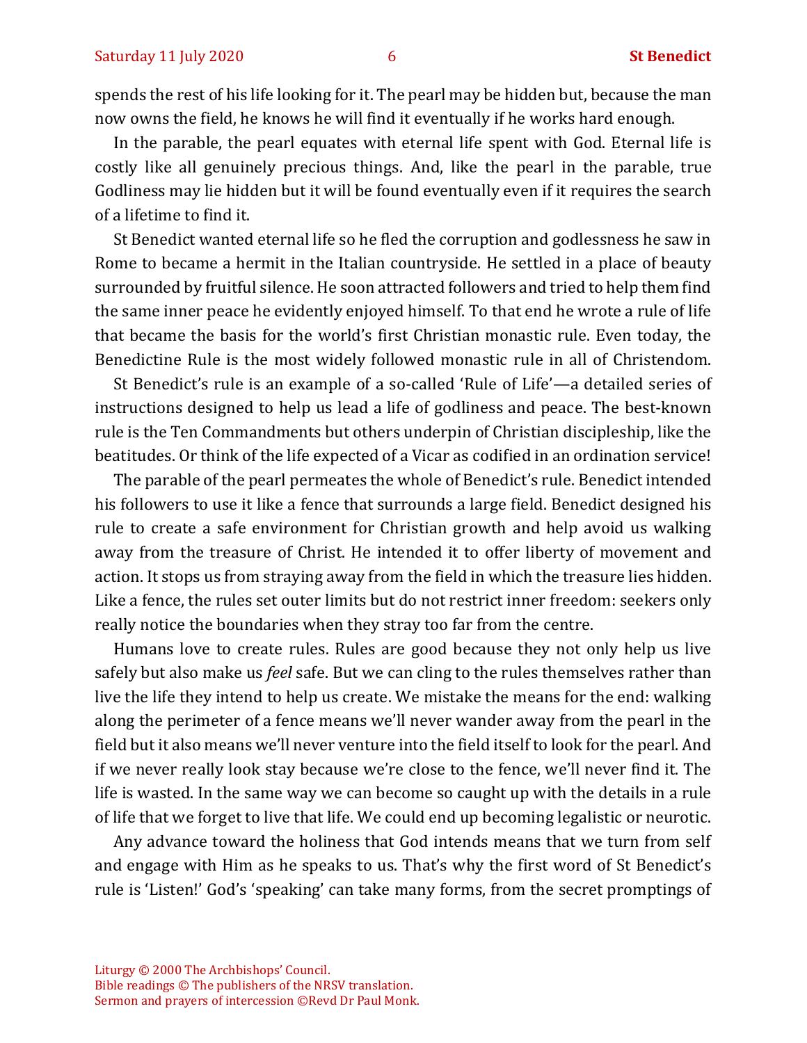spends the rest of his life looking for it. The pearl may be hidden but, because the man now owns the field, he knows he will find it eventually if he works hard enough.

In the parable, the pearl equates with eternal life spent with God. Eternal life is costly like all genuinely precious things. And, like the pearl in the parable, true Godliness may lie hidden but it will be found eventually even if it requires the search of a lifetime to find it.

St Benedict wanted eternal life so he fled the corruption and godlessness he saw in Rome to became a hermit in the Italian countryside. He settled in a place of beauty surrounded by fruitful silence. He soon attracted followers and tried to help them find the same inner peace he evidently enjoyed himself. To that end he wrote a rule of life that became the basis for the world's first Christian monastic rule. Even today, the Benedictine Rule is the most widely followed monastic rule in all of Christendom.

St Benedict's rule is an example of a so-called 'Rule of Life'—a detailed series of instructions designed to help us lead a life of godliness and peace. The best-known rule is the Ten Commandments but others underpin of Christian discipleship, like the beatitudes. Or think of the life expected of a Vicar as codified in an ordination service!

The parable of the pearl permeates the whole of Benedict's rule. Benedict intended his followers to use it like a fence that surrounds a large field. Benedict designed his rule to create a safe environment for Christian growth and help avoid us walking away from the treasure of Christ. He intended it to offer liberty of movement and action. It stops us from straying away from the field in which the treasure lies hidden. Like a fence, the rules set outer limits but do not restrict inner freedom: seekers only really notice the boundaries when they stray too far from the centre.

Humans love to create rules. Rules are good because they not only help us live safely but also make us *feel* safe. But we can cling to the rules themselves rather than live the life they intend to help us create. We mistake the means for the end: walking along the perimeter of a fence means we'll never wander away from the pearl in the field but it also means we'll never venture into the field itself to look for the pearl. And if we never really look stay because we're close to the fence, we'll never find it. The life is wasted. In the same way we can become so caught up with the details in a rule of life that we forget to live that life. We could end up becoming legalistic or neurotic.

Any advance toward the holiness that God intends means that we turn from self and engage with Him as he speaks to us. That's why the first word of St Benedict's rule is 'Listen!' God's 'speaking' can take many forms, from the secret promptings of

Liturgy © 2000 The Archbishops' Council.
Bible readings © The publishers of the NRSV translation.
Sermon and prayers of intercession ©Revd Dr Paul Monk.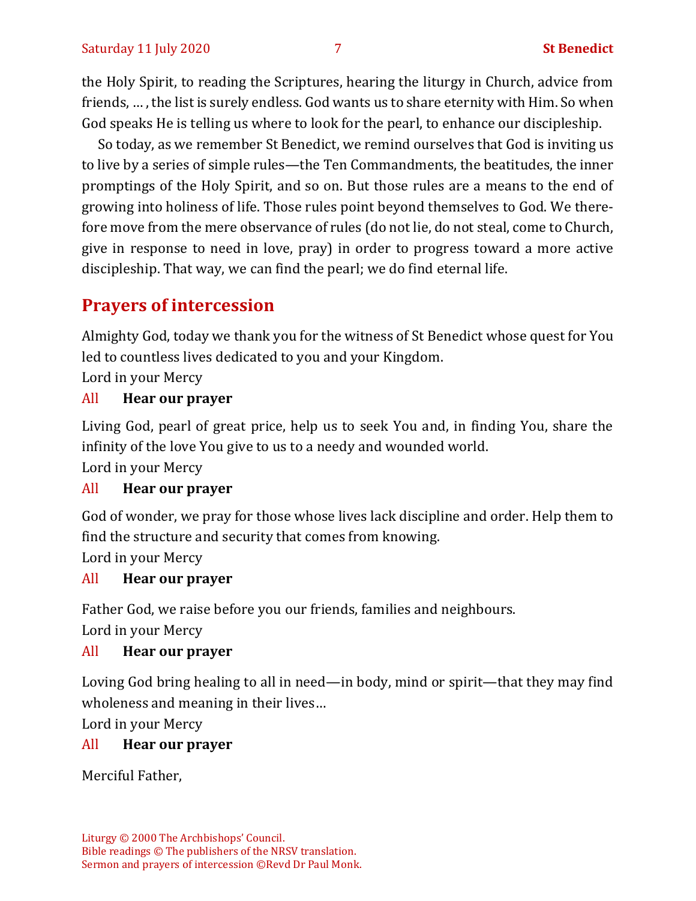the Holy Spirit, to reading the Scriptures, hearing the liturgy in Church, advice from friends, … , the list is surely endless. God wants us to share eternity with Him. So when God speaks He is telling us where to look for the pearl, to enhance our discipleship.

So today, as we remember St Benedict, we remind ourselves that God is inviting us to live by a series of simple rules—the Ten Commandments, the beatitudes, the inner promptings of the Holy Spirit, and so on. But those rules are a means to the end of growing into holiness of life. Those rules point beyond themselves to God. We therefore move from the mere observance of rules (do not lie, do not steal, come to Church, give in response to need in love, pray) in order to progress toward a more active discipleship. That way, we can find the pearl; we do find eternal life.

## Prayers of intercession

Almighty God, today we thank you for the witness of St Benedict whose quest for You led to countless lives dedicated to you and your Kingdom.

Lord in your Mercy

All **Hear our prayer**

Living God, pearl of great price, help us to seek You and, in finding You, share the infinity of the love You give to us to a needy and wounded world.

Lord in your Mercy

All **Hear our prayer**

God of wonder, we pray for those whose lives lack discipline and order. Help them to find the structure and security that comes from knowing.

Lord in your Mercy

All **Hear our prayer**

Father God, we raise before you our friends, families and neighbours.

Lord in your Mercy

All **Hear our prayer**

Loving God bring healing to all in need—in body, mind or spirit—that they may find wholeness and meaning in their lives…

Lord in your Mercy

All **Hear our prayer**

Merciful Father,

Liturgy © 2000 The Archbishops' Council.
Bible readings © The publishers of the NRSV translation.
Sermon and prayers of intercession ©Revd Dr Paul Monk.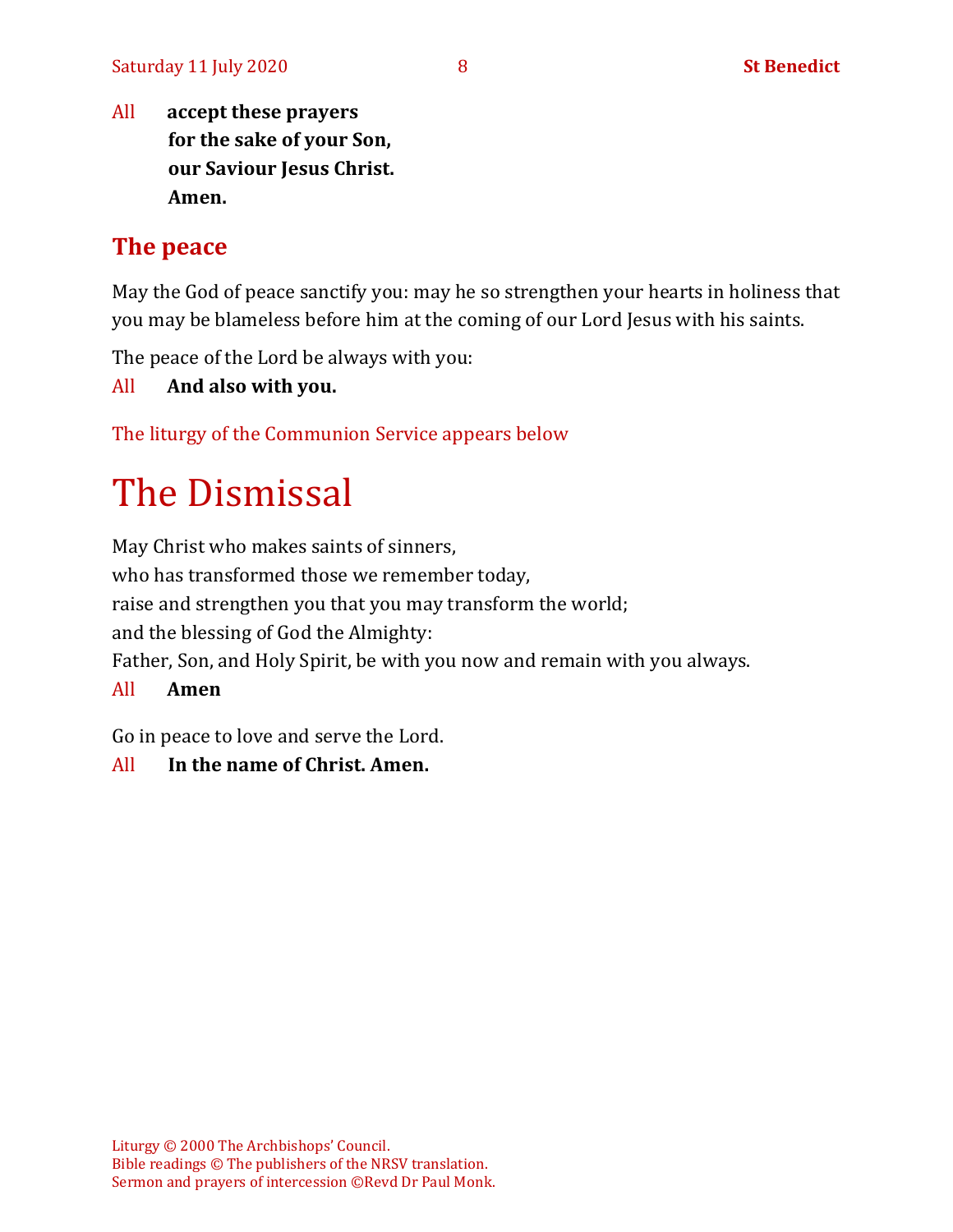All **accept these prayers**
**for the sake of your Son,**
**our Saviour Jesus Christ.**
**Amen.**

## The peace

May the God of peace sanctify you: may he so strengthen your hearts in holiness that you may be blameless before him at the coming of our Lord Jesus with his saints.

The peace of the Lord be always with you:

All **And also with you.**

The liturgy of the Communion Service appears below

# The Dismissal

May Christ who makes saints of sinners,
who has transformed those we remember today,
raise and strengthen you that you may transform the world;
and the blessing of God the Almighty:
Father, Son, and Holy Spirit, be with you now and remain with you always.

All **Amen**

Go in peace to love and serve the Lord.

All **In the name of Christ. Amen.**

Liturgy © 2000 The Archbishops' Council.
Bible readings © The publishers of the NRSV translation.
Sermon and prayers of intercession ©Revd Dr Paul Monk.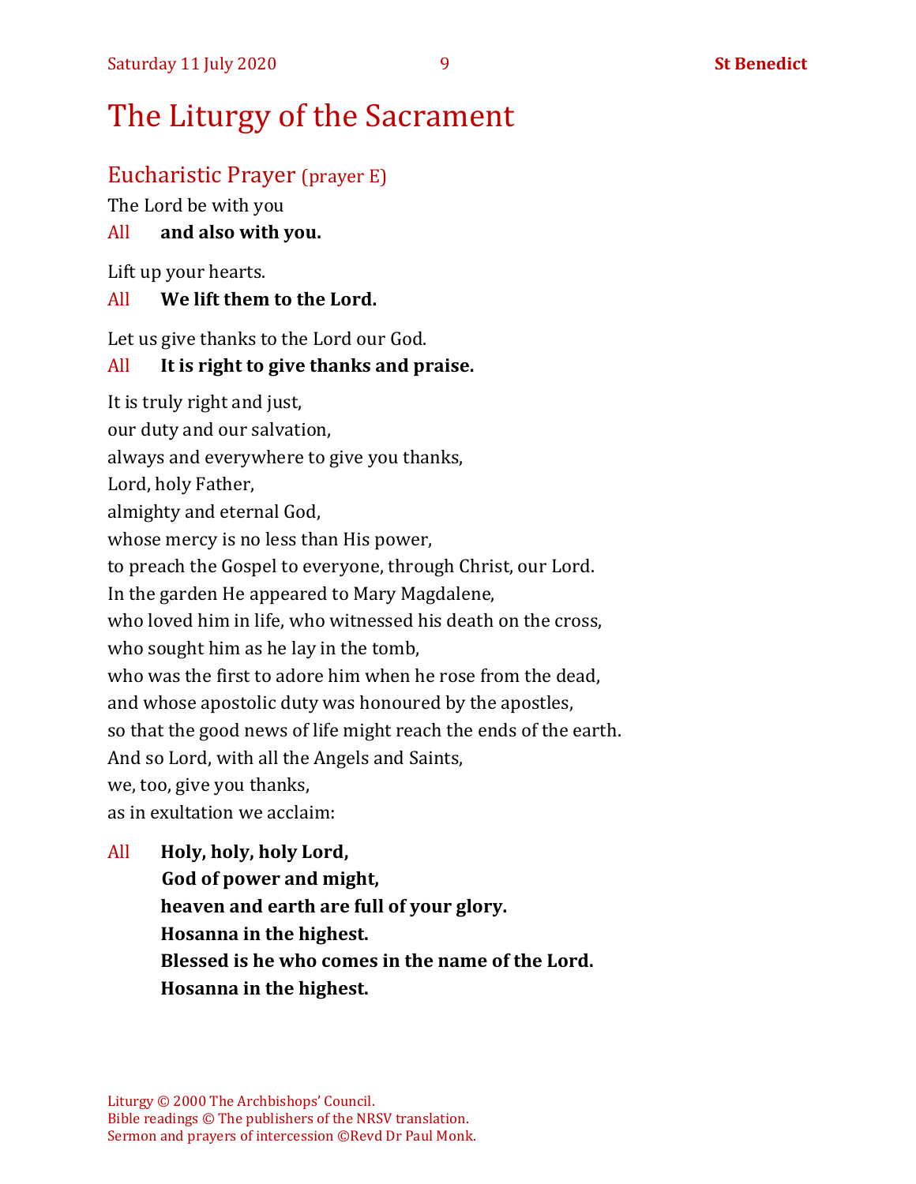# The Liturgy of the Sacrament

## Eucharistic Prayer (prayer E)

The Lord be with you

All **and also with you.**

Lift up your hearts.

All **We lift them to the Lord.**

Let us give thanks to the Lord our God.

All **It is right to give thanks and praise.**

It is truly right and just,  
our duty and our salvation,  
always and everywhere to give you thanks,  
Lord, holy Father,  
almighty and eternal God,  
whose mercy is no less than His power,  
to preach the Gospel to everyone, through Christ, our Lord.  
In the garden He appeared to Mary Magdalene,  
who loved him in life, who witnessed his death on the cross,  
who sought him as he lay in the tomb,  
who was the first to adore him when he rose from the dead,  
and whose apostolic duty was honoured by the apostles,  
so that the good news of life might reach the ends of the earth.  
And so Lord, with all the Angels and Saints,  
we, too, give you thanks,  
as in exultation we acclaim:

All **Holy, holy, holy Lord,**  
**God of power and might,**  
**heaven and earth are full of your glory.**  
**Hosanna in the highest.**  
**Blessed is he who comes in the name of the Lord.**  
**Hosanna in the highest.**

Liturgy © 2000 The Archbishops' Council.  
Bible readings © The publishers of the NRSV translation.  
Sermon and prayers of intercession ©Revd Dr Paul Monk.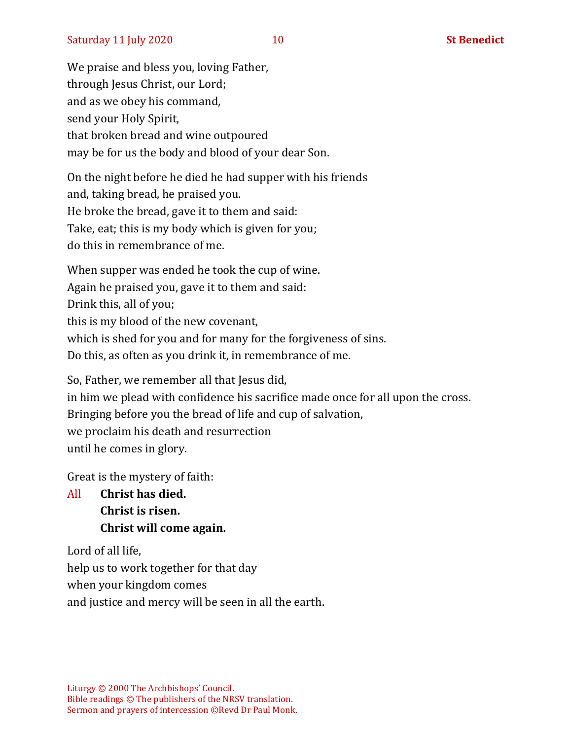We praise and bless you, loving Father,
through Jesus Christ, our Lord;
and as we obey his command,
send your Holy Spirit,
that broken bread and wine outpoured
may be for us the body and blood of your dear Son.

On the night before he died he had supper with his friends
and, taking bread, he praised you.
He broke the bread, gave it to them and said:
Take, eat; this is my body which is given for you;
do this in remembrance of me.

When supper was ended he took the cup of wine.
Again he praised you, gave it to them and said:
Drink this, all of you;
this is my blood of the new covenant,
which is shed for you and for many for the forgiveness of sins.
Do this, as often as you drink it, in remembrance of me.

So, Father, we remember all that Jesus did,
in him we plead with confidence his sacrifice made once for all upon the cross.
Bringing before you the bread of life and cup of salvation,
we proclaim his death and resurrection
until he comes in glory.

Great is the mystery of faith:

All **Christ has died.**
**Christ is risen.**
**Christ will come again.**

Lord of all life,
help us to work together for that day
when your kingdom comes
and justice and mercy will be seen in all the earth.

Liturgy © 2000 The Archbishops' Council.
Bible readings © The publishers of the NRSV translation.
Sermon and prayers of intercession ©Revd Dr Paul Monk.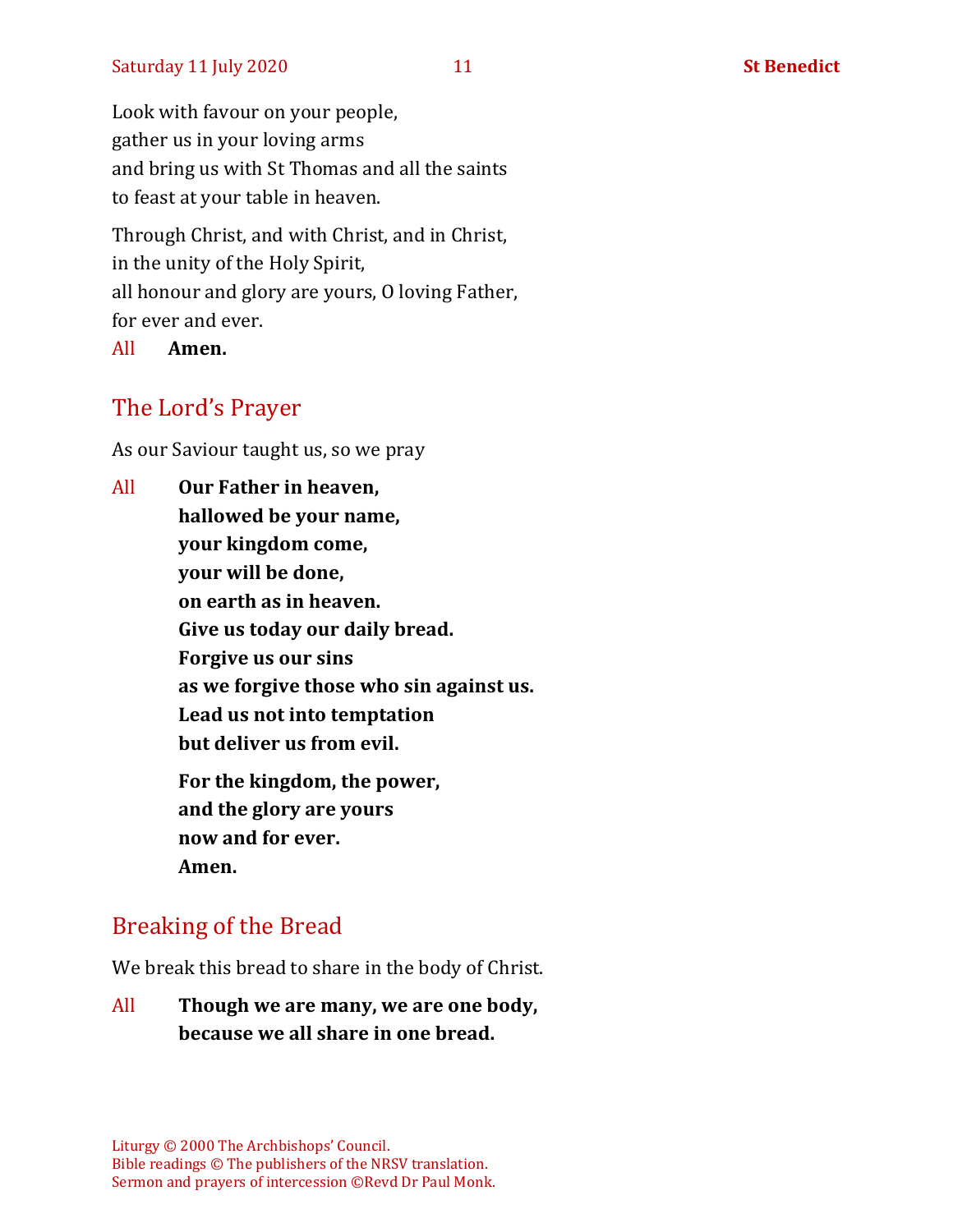Look with favour on your people,
gather us in your loving arms
and bring us with St Thomas and all the saints
to feast at your table in heaven.

Through Christ, and with Christ, and in Christ,
in the unity of the Holy Spirit,
all honour and glory are yours, O loving Father,
for ever and ever.

All **Amen.**

## The Lord's Prayer

As our Saviour taught us, so we pray

All **Our Father in heaven,**
**hallowed be your name,**
**your kingdom come,**
**your will be done,**
**on earth as in heaven.**
**Give us today our daily bread.**
**Forgive us our sins**
**as we forgive those who sin against us.**
**Lead us not into temptation**
**but deliver us from evil.**

**For the kingdom, the power,**
**and the glory are yours**
**now and for ever.**
**Amen.**

## Breaking of the Bread

We break this bread to share in the body of Christ.

All **Though we are many, we are one body,**
**because we all share in one bread.**

Liturgy © 2000 The Archbishops' Council.
Bible readings © The publishers of the NRSV translation.
Sermon and prayers of intercession ©Revd Dr Paul Monk.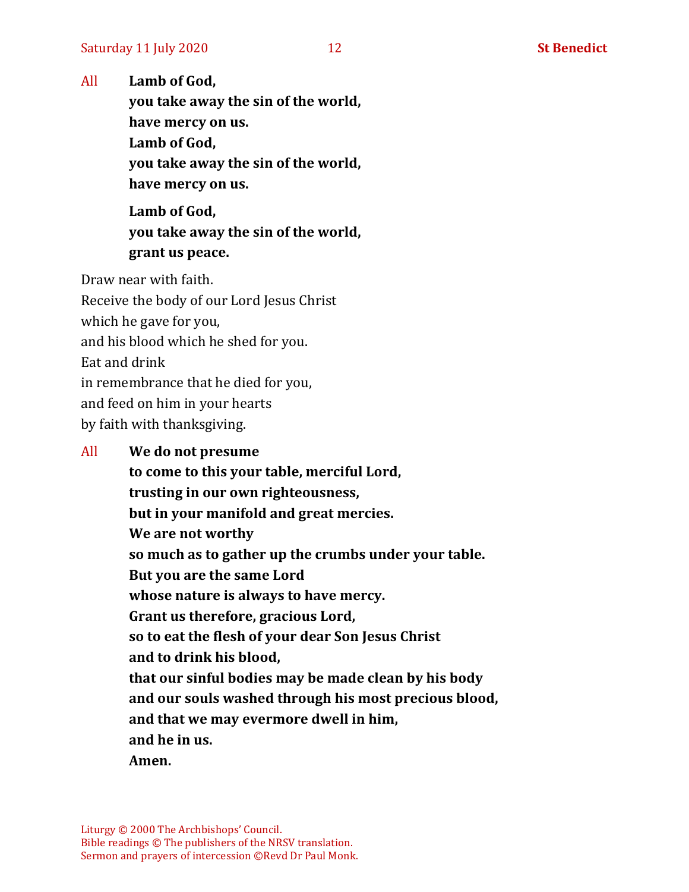All **Lamb of God,**
**you take away the sin of the world,**
**have mercy on us.**
**Lamb of God,**
**you take away the sin of the world,**
**have mercy on us.**

**Lamb of God,**
**you take away the sin of the world,**
**grant us peace.**

Draw near with faith.
Receive the body of our Lord Jesus Christ
which he gave for you,
and his blood which he shed for you.
Eat and drink
in remembrance that he died for you,
and feed on him in your hearts
by faith with thanksgiving.

All **We do not presume**
**to come to this your table, merciful Lord,**
**trusting in our own righteousness,**
**but in your manifold and great mercies.**
**We are not worthy**
**so much as to gather up the crumbs under your table.**
**But you are the same Lord**
**whose nature is always to have mercy.**
**Grant us therefore, gracious Lord,**
**so to eat the flesh of your dear Son Jesus Christ**
**and to drink his blood,**
**that our sinful bodies may be made clean by his body**
**and our souls washed through his most precious blood,**
**and that we may evermore dwell in him,**
**and he in us.**
**Amen.**

Liturgy © 2000 The Archbishops' Council.
Bible readings © The publishers of the NRSV translation.
Sermon and prayers of intercession ©Revd Dr Paul Monk.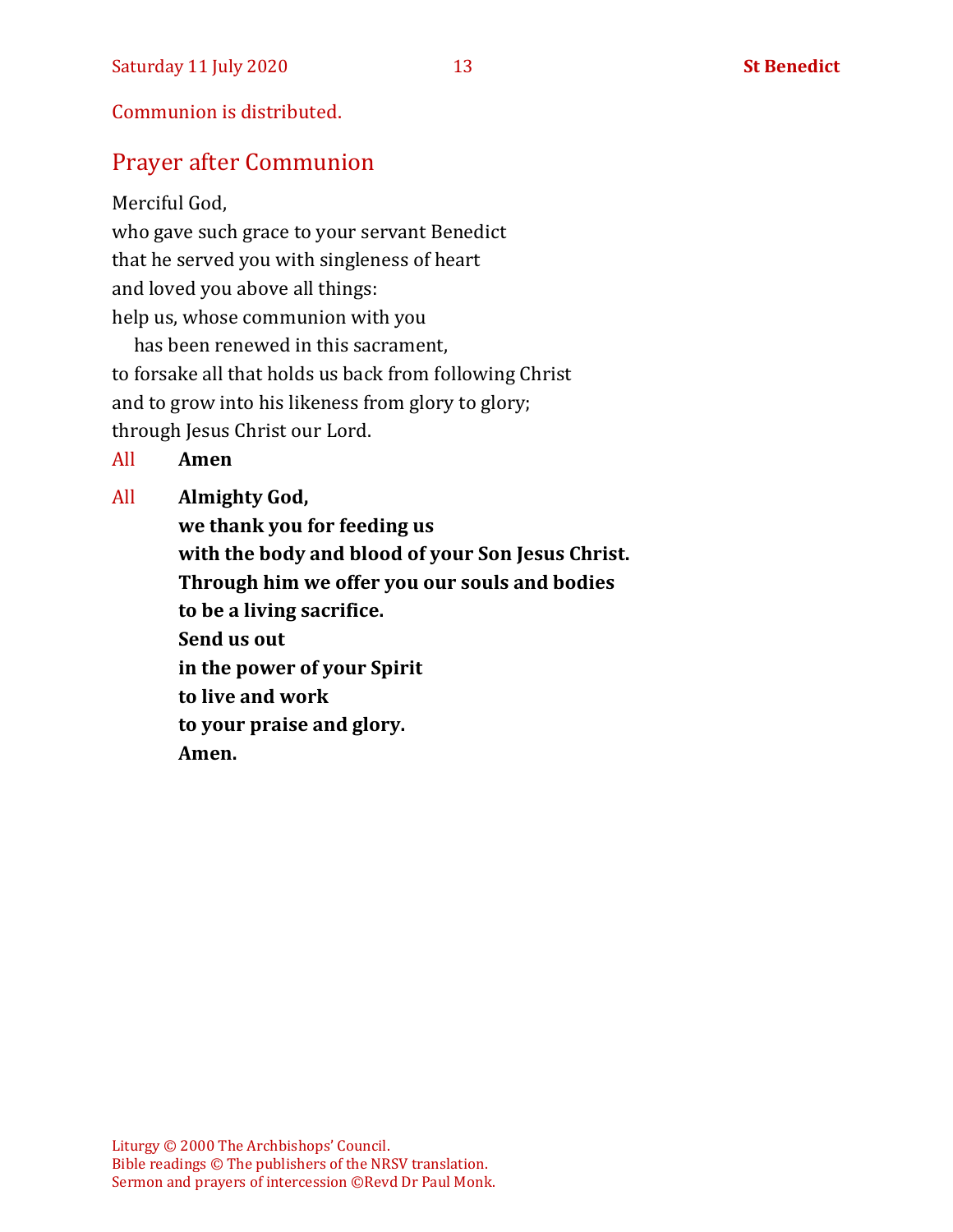Communion is distributed.

## Prayer after Communion

Merciful God,
who gave such grace to your servant Benedict
that he served you with singleness of heart
and loved you above all things:
help us, whose communion with you
has been renewed in this sacrament,
to forsake all that holds us back from following Christ
and to grow into his likeness from glory to glory;
through Jesus Christ our Lord.

All **Amen**

All **Almighty God,**
**we thank you for feeding us**
**with the body and blood of your Son Jesus Christ.**
**Through him we offer you our souls and bodies**
**to be a living sacrifice.**
**Send us out**
**in the power of your Spirit**
**to live and work**
**to your praise and glory.**
**Amen.**

Liturgy © 2000 The Archbishops' Council.
Bible readings © The publishers of the NRSV translation.
Sermon and prayers of intercession ©Revd Dr Paul Monk.